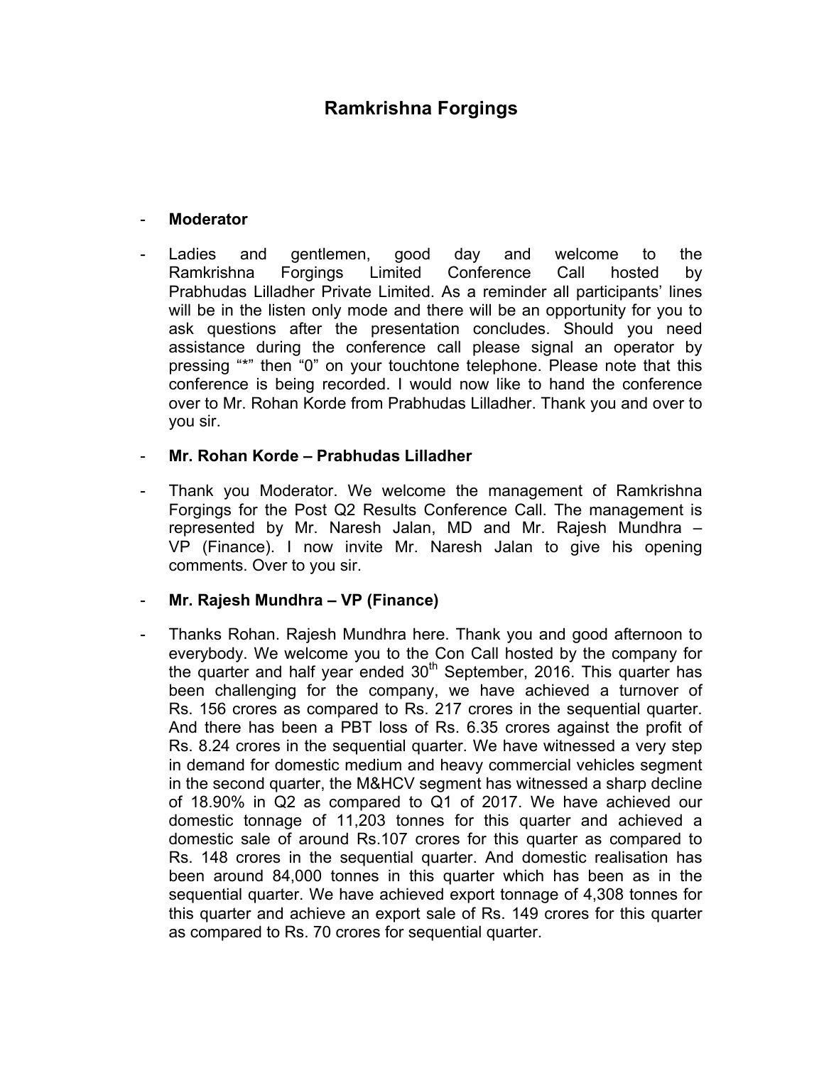# Ramkrishna Forgings

- **Moderator**

- Ladies and gentlemen, good day and welcome to the Ramkrishna Forgings Limited Conference Call hosted by Prabhudas Lilladher Private Limited. As a reminder all participants' lines will be in the listen only mode and there will be an opportunity for you to ask questions after the presentation concludes. Should you need assistance during the conference call please signal an operator by pressing "*" then "0" on your touchtone telephone. Please note that this conference is being recorded. I would now like to hand the conference over to Mr. Rohan Korde from Prabhudas Lilladher. Thank you and over to you sir.

- **Mr. Rohan Korde – Prabhudas Lilladher**

- Thank you Moderator. We welcome the management of Ramkrishna Forgings for the Post Q2 Results Conference Call. The management is represented by Mr. Naresh Jalan, MD and Mr. Rajesh Mundhra – VP (Finance). I now invite Mr. Naresh Jalan to give his opening comments. Over to you sir.

- **Mr. Rajesh Mundhra – VP (Finance)**

- Thanks Rohan. Rajesh Mundhra here. Thank you and good afternoon to everybody. We welcome you to the Con Call hosted by the company for the quarter and half year ended 30th September, 2016. This quarter has been challenging for the company, we have achieved a turnover of Rs. 156 crores as compared to Rs. 217 crores in the sequential quarter. And there has been a PBT loss of Rs. 6.35 crores against the profit of Rs. 8.24 crores in the sequential quarter. We have witnessed a very step in demand for domestic medium and heavy commercial vehicles segment in the second quarter, the M&HCV segment has witnessed a sharp decline of 18.90% in Q2 as compared to Q1 of 2017. We have achieved our domestic tonnage of 11,203 tonnes for this quarter and achieved a domestic sale of around Rs.107 crores for this quarter as compared to Rs. 148 crores in the sequential quarter. And domestic realisation has been around 84,000 tonnes in this quarter which has been as in the sequential quarter. We have achieved export tonnage of 4,308 tonnes for this quarter and achieve an export sale of Rs. 149 crores for this quarter as compared to Rs. 70 crores for sequential quarter.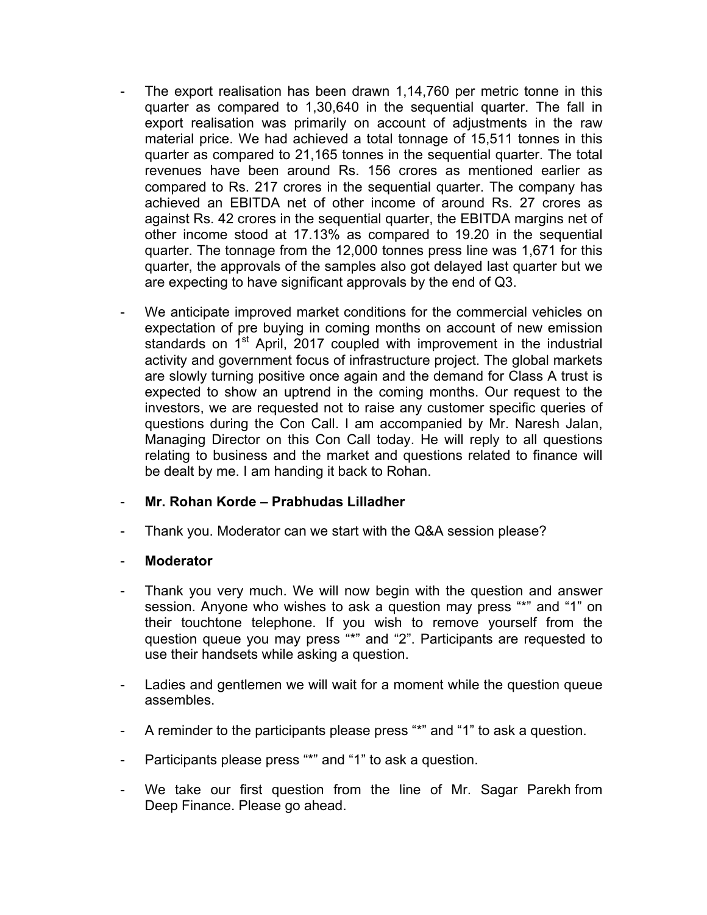- The export realisation has been drawn 1,14,760 per metric tonne in this quarter as compared to 1,30,640 in the sequential quarter. The fall in export realisation was primarily on account of adjustments in the raw material price. We had achieved a total tonnage of 15,511 tonnes in this quarter as compared to 21,165 tonnes in the sequential quarter. The total revenues have been around Rs. 156 crores as mentioned earlier as compared to Rs. 217 crores in the sequential quarter. The company has achieved an EBITDA net of other income of around Rs. 27 crores as against Rs. 42 crores in the sequential quarter, the EBITDA margins net of other income stood at 17.13% as compared to 19.20 in the sequential quarter. The tonnage from the 12,000 tonnes press line was 1,671 for this quarter, the approvals of the samples also got delayed last quarter but we are expecting to have significant approvals by the end of Q3.

- We anticipate improved market conditions for the commercial vehicles on expectation of pre buying in coming months on account of new emission standards on 1st April, 2017 coupled with improvement in the industrial activity and government focus of infrastructure project. The global markets are slowly turning positive once again and the demand for Class A trust is expected to show an uptrend in the coming months. Our request to the investors, we are requested not to raise any customer specific queries of questions during the Con Call. I am accompanied by Mr. Naresh Jalan, Managing Director on this Con Call today. He will reply to all questions relating to business and the market and questions related to finance will be dealt by me. I am handing it back to Rohan.

- **Mr. Rohan Korde – Prabhudas Lilladher**

- Thank you. Moderator can we start with the Q&A session please?

- **Moderator**

- Thank you very much. We will now begin with the question and answer session. Anyone who wishes to ask a question may press "*" and "1" on their touchtone telephone. If you wish to remove yourself from the question queue you may press "*" and "2". Participants are requested to use their handsets while asking a question.

- Ladies and gentlemen we will wait for a moment while the question queue assembles.

- A reminder to the participants please press "*" and "1" to ask a question.

- Participants please press "*" and "1" to ask a question.

- We take our first question from the line of Mr. Sagar Parekh from Deep Finance. Please go ahead.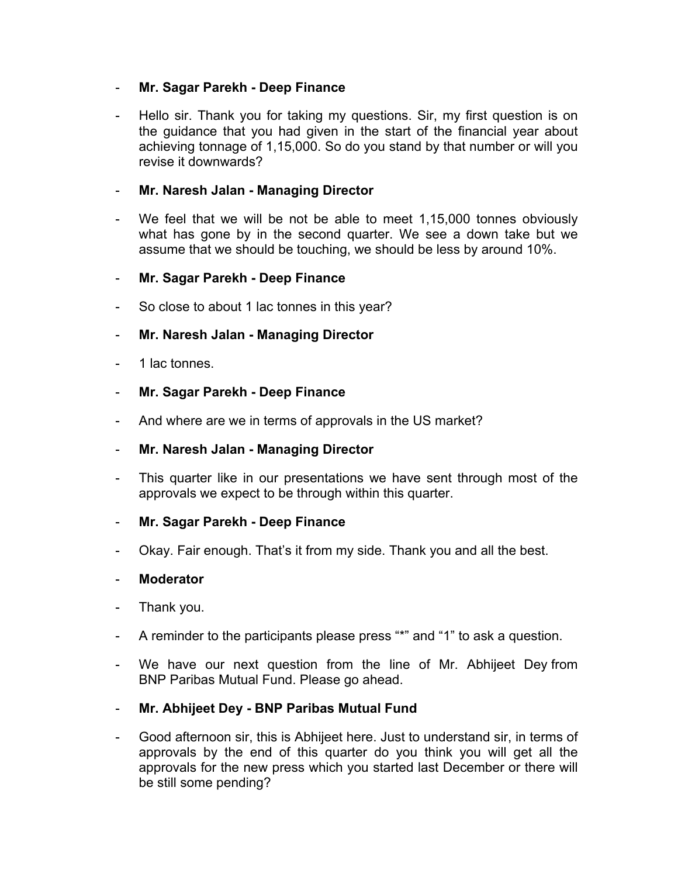- **Mr. Sagar Parekh - Deep Finance**

- Hello sir. Thank you for taking my questions. Sir, my first question is on the guidance that you had given in the start of the financial year about achieving tonnage of 1,15,000. So do you stand by that number or will you revise it downwards?

- **Mr. Naresh Jalan - Managing Director**

- We feel that we will be not be able to meet 1,15,000 tonnes obviously what has gone by in the second quarter. We see a down take but we assume that we should be touching, we should be less by around 10%.

- **Mr. Sagar Parekh - Deep Finance**

- So close to about 1 lac tonnes in this year?

- **Mr. Naresh Jalan - Managing Director**

- 1 lac tonnes.

- **Mr. Sagar Parekh - Deep Finance**

- And where are we in terms of approvals in the US market?

- **Mr. Naresh Jalan - Managing Director**

- This quarter like in our presentations we have sent through most of the approvals we expect to be through within this quarter.

- **Mr. Sagar Parekh - Deep Finance**

- Okay. Fair enough. That's it from my side. Thank you and all the best.

- **Moderator**

- Thank you.

- A reminder to the participants please press "*" and "1" to ask a question.

- We have our next question from the line of Mr. Abhijeet Dey from BNP Paribas Mutual Fund. Please go ahead.

- **Mr. Abhijeet Dey - BNP Paribas Mutual Fund**

- Good afternoon sir, this is Abhijeet here. Just to understand sir, in terms of approvals by the end of this quarter do you think you will get all the approvals for the new press which you started last December or there will be still some pending?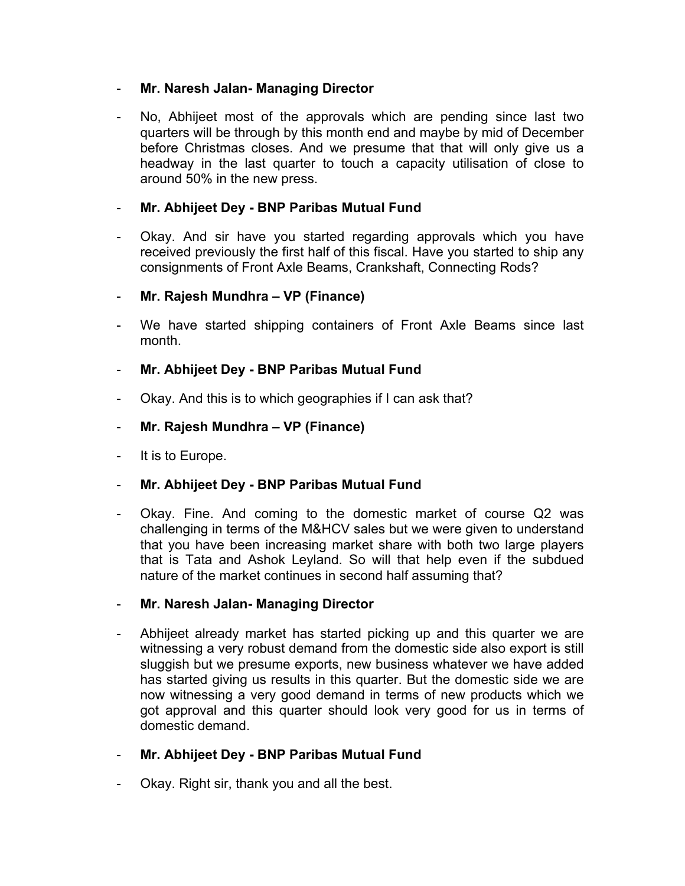- **Mr. Naresh Jalan- Managing Director**

- No, Abhijeet most of the approvals which are pending since last two quarters will be through by this month end and maybe by mid of December before Christmas closes. And we presume that that will only give us a headway in the last quarter to touch a capacity utilisation of close to around 50% in the new press.

- **Mr. Abhijeet Dey - BNP Paribas Mutual Fund**

- Okay. And sir have you started regarding approvals which you have received previously the first half of this fiscal. Have you started to ship any consignments of Front Axle Beams, Crankshaft, Connecting Rods?

- **Mr. Rajesh Mundhra – VP (Finance)**

- We have started shipping containers of Front Axle Beams since last month.

- **Mr. Abhijeet Dey - BNP Paribas Mutual Fund**

- Okay. And this is to which geographies if I can ask that?

- **Mr. Rajesh Mundhra – VP (Finance)**

- It is to Europe.

- **Mr. Abhijeet Dey - BNP Paribas Mutual Fund**

- Okay. Fine. And coming to the domestic market of course Q2 was challenging in terms of the M&HCV sales but we were given to understand that you have been increasing market share with both two large players that is Tata and Ashok Leyland. So will that help even if the subdued nature of the market continues in second half assuming that?

- **Mr. Naresh Jalan- Managing Director**

- Abhijeet already market has started picking up and this quarter we are witnessing a very robust demand from the domestic side also export is still sluggish but we presume exports, new business whatever we have added has started giving us results in this quarter. But the domestic side we are now witnessing a very good demand in terms of new products which we got approval and this quarter should look very good for us in terms of domestic demand.

- **Mr. Abhijeet Dey - BNP Paribas Mutual Fund**

- Okay. Right sir, thank you and all the best.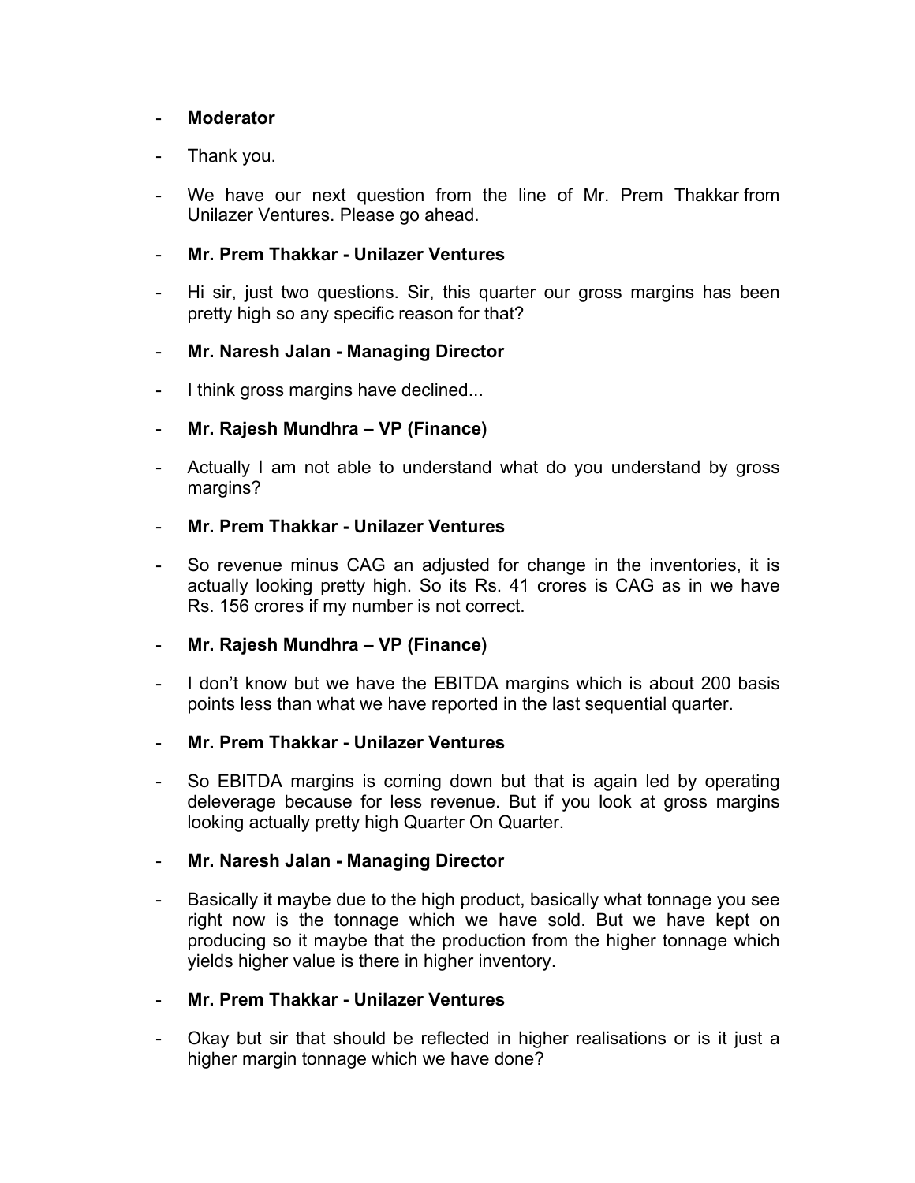- **Moderator**

- Thank you.

- We have our next question from the line of Mr. Prem Thakkar from Unilazer Ventures. Please go ahead.

- **Mr. Prem Thakkar - Unilazer Ventures**

- Hi sir, just two questions. Sir, this quarter our gross margins has been pretty high so any specific reason for that?

- **Mr. Naresh Jalan - Managing Director**

- I think gross margins have declined...

- **Mr. Rajesh Mundhra – VP (Finance)**

- Actually I am not able to understand what do you understand by gross margins?

- **Mr. Prem Thakkar - Unilazer Ventures**

- So revenue minus CAG an adjusted for change in the inventories, it is actually looking pretty high. So its Rs. 41 crores is CAG as in we have Rs. 156 crores if my number is not correct.

- **Mr. Rajesh Mundhra – VP (Finance)**

- I don't know but we have the EBITDA margins which is about 200 basis points less than what we have reported in the last sequential quarter.

- **Mr. Prem Thakkar - Unilazer Ventures**

- So EBITDA margins is coming down but that is again led by operating deleverage because for less revenue. But if you look at gross margins looking actually pretty high Quarter On Quarter.

- **Mr. Naresh Jalan - Managing Director**

- Basically it maybe due to the high product, basically what tonnage you see right now is the tonnage which we have sold. But we have kept on producing so it maybe that the production from the higher tonnage which yields higher value is there in higher inventory.

- **Mr. Prem Thakkar - Unilazer Ventures**

- Okay but sir that should be reflected in higher realisations or is it just a higher margin tonnage which we have done?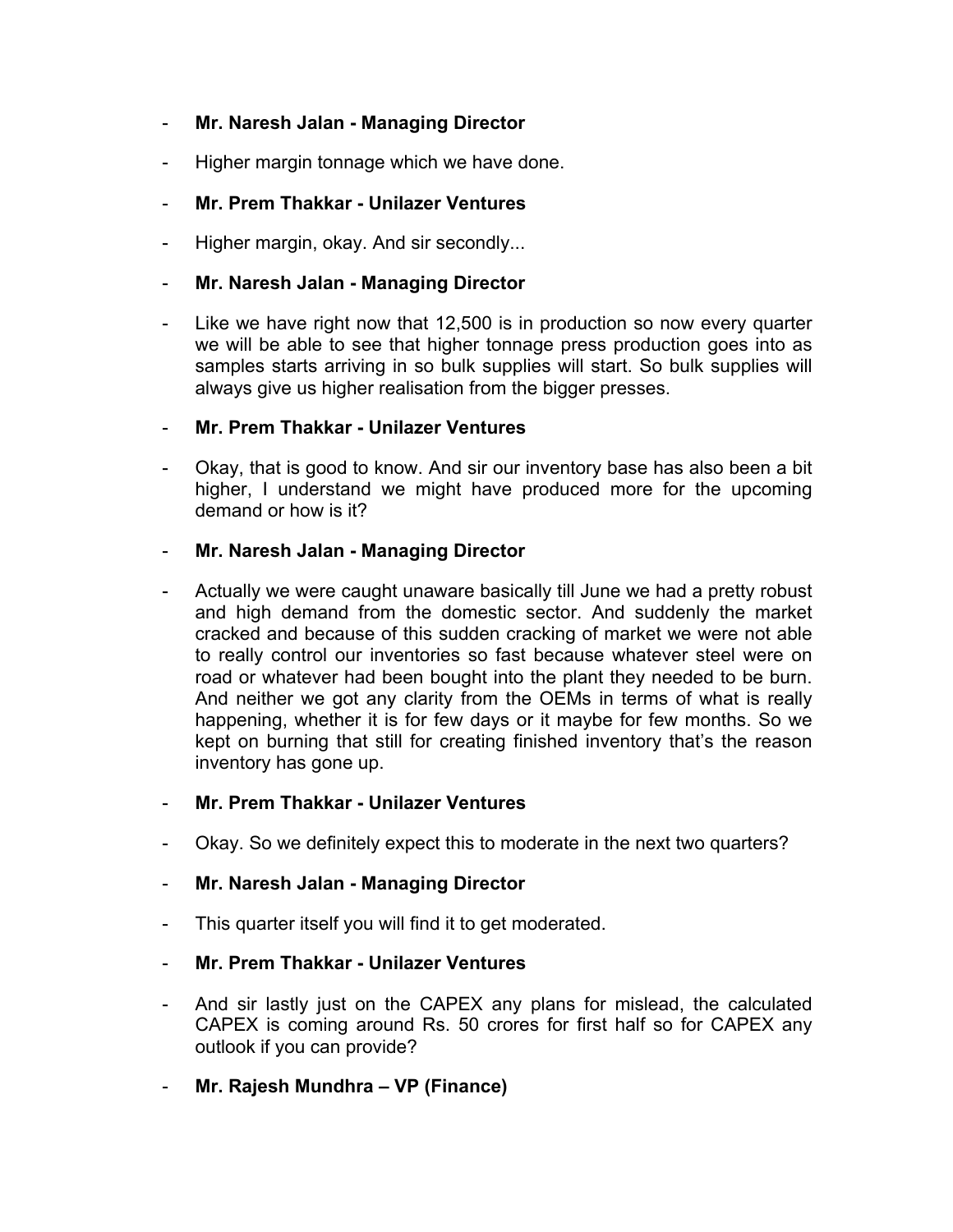- **Mr. Naresh Jalan - Managing Director**

- Higher margin tonnage which we have done.

- **Mr. Prem Thakkar - Unilazer Ventures**

- Higher margin, okay. And sir secondly...

- **Mr. Naresh Jalan - Managing Director**

- Like we have right now that 12,500 is in production so now every quarter we will be able to see that higher tonnage press production goes into as samples starts arriving in so bulk supplies will start. So bulk supplies will always give us higher realisation from the bigger presses.

- **Mr. Prem Thakkar - Unilazer Ventures**

- Okay, that is good to know. And sir our inventory base has also been a bit higher, I understand we might have produced more for the upcoming demand or how is it?

- **Mr. Naresh Jalan - Managing Director**

- Actually we were caught unaware basically till June we had a pretty robust and high demand from the domestic sector. And suddenly the market cracked and because of this sudden cracking of market we were not able to really control our inventories so fast because whatever steel were on road or whatever had been bought into the plant they needed to be burn. And neither we got any clarity from the OEMs in terms of what is really happening, whether it is for few days or it maybe for few months. So we kept on burning that still for creating finished inventory that's the reason inventory has gone up.

- **Mr. Prem Thakkar - Unilazer Ventures**

- Okay. So we definitely expect this to moderate in the next two quarters?

- **Mr. Naresh Jalan - Managing Director**

- This quarter itself you will find it to get moderated.

- **Mr. Prem Thakkar - Unilazer Ventures**

- And sir lastly just on the CAPEX any plans for mislead, the calculated CAPEX is coming around Rs. 50 crores for first half so for CAPEX any outlook if you can provide?

- **Mr. Rajesh Mundhra – VP (Finance)**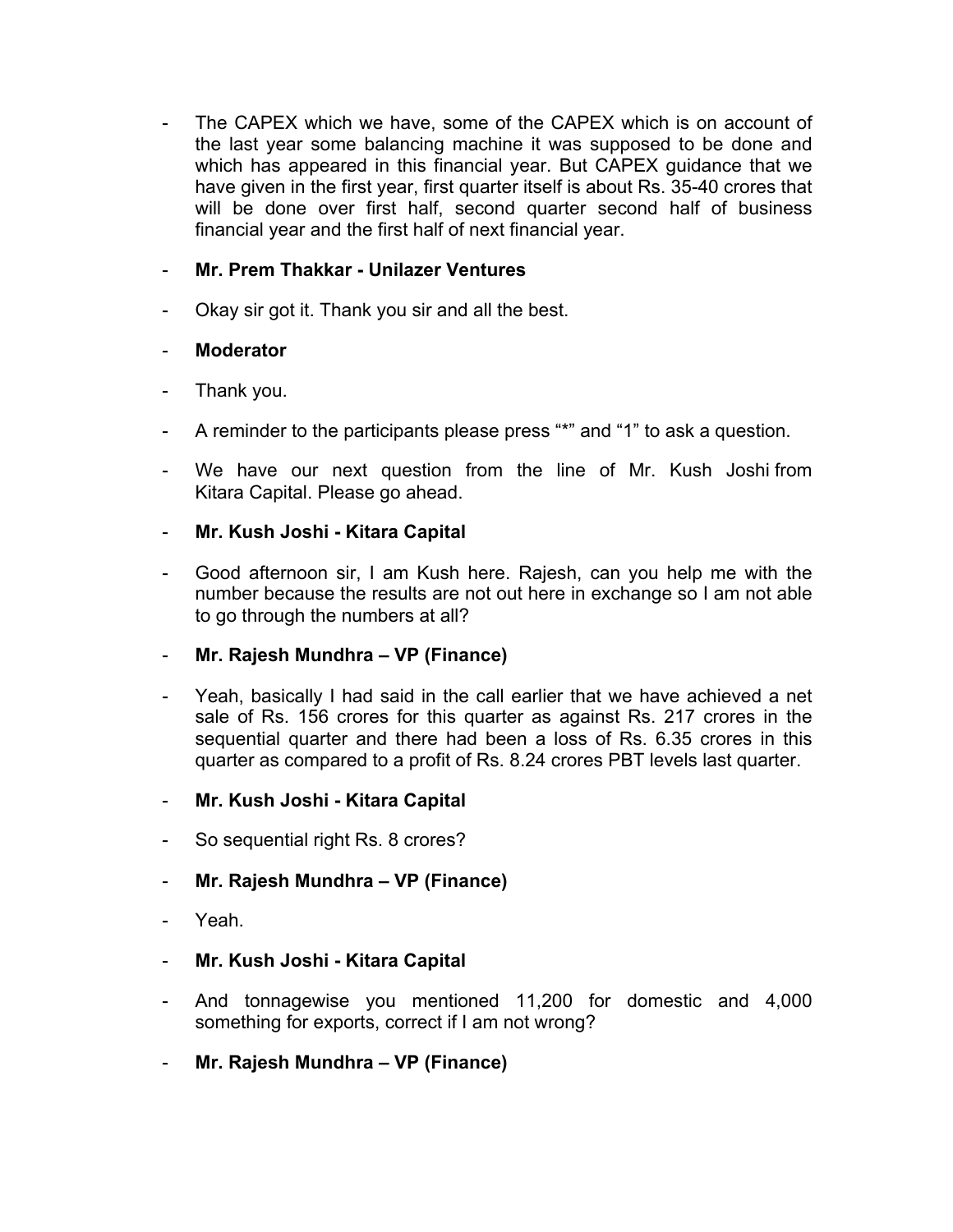- The CAPEX which we have, some of the CAPEX which is on account of the last year some balancing machine it was supposed to be done and which has appeared in this financial year. But CAPEX guidance that we have given in the first year, first quarter itself is about Rs. 35-40 crores that will be done over first half, second quarter second half of business financial year and the first half of next financial year.

- **Mr. Prem Thakkar - Unilazer Ventures**

- Okay sir got it. Thank you sir and all the best.

- **Moderator**

- Thank you.

- A reminder to the participants please press "*" and "1" to ask a question.

- We have our next question from the line of Mr. Kush Joshi from Kitara Capital. Please go ahead.

- **Mr. Kush Joshi - Kitara Capital**

- Good afternoon sir, I am Kush here. Rajesh, can you help me with the number because the results are not out here in exchange so I am not able to go through the numbers at all?

- **Mr. Rajesh Mundhra – VP (Finance)**

- Yeah, basically I had said in the call earlier that we have achieved a net sale of Rs. 156 crores for this quarter as against Rs. 217 crores in the sequential quarter and there had been a loss of Rs. 6.35 crores in this quarter as compared to a profit of Rs. 8.24 crores PBT levels last quarter.

- **Mr. Kush Joshi - Kitara Capital**

- So sequential right Rs. 8 crores?

- **Mr. Rajesh Mundhra – VP (Finance)**

- Yeah.

- **Mr. Kush Joshi - Kitara Capital**

- And tonnagewise you mentioned 11,200 for domestic and 4,000 something for exports, correct if I am not wrong?

- **Mr. Rajesh Mundhra – VP (Finance)**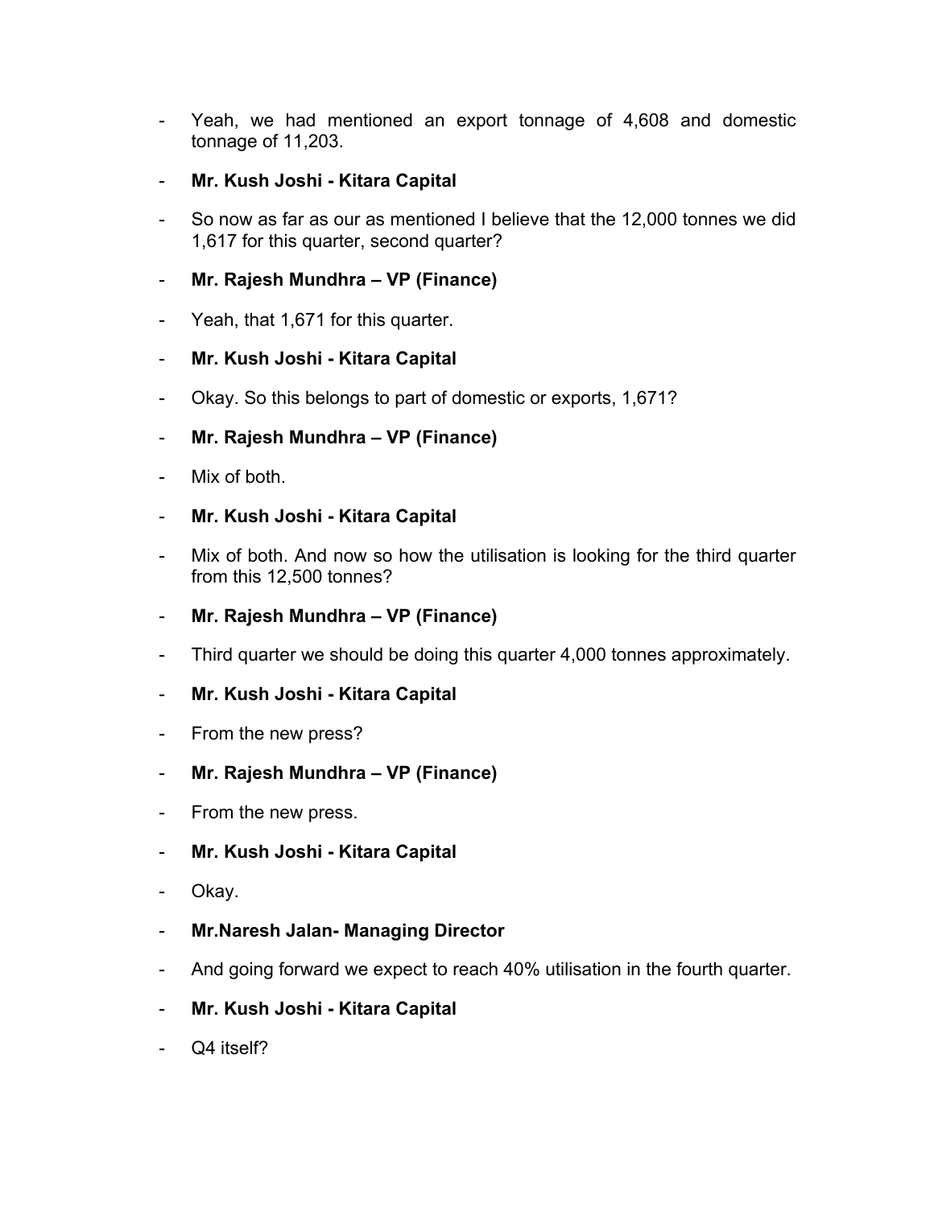- Yeah, we had mentioned an export tonnage of 4,608 and domestic tonnage of 11,203.

- **Mr. Kush Joshi - Kitara Capital**

- So now as far as our as mentioned I believe that the 12,000 tonnes we did 1,617 for this quarter, second quarter?

- **Mr. Rajesh Mundhra – VP (Finance)**

- Yeah, that 1,671 for this quarter.

- **Mr. Kush Joshi - Kitara Capital**

- Okay. So this belongs to part of domestic or exports, 1,671?

- **Mr. Rajesh Mundhra – VP (Finance)**

- Mix of both.

- **Mr. Kush Joshi - Kitara Capital**

- Mix of both. And now so how the utilisation is looking for the third quarter from this 12,500 tonnes?

- **Mr. Rajesh Mundhra – VP (Finance)**

- Third quarter we should be doing this quarter 4,000 tonnes approximately.

- **Mr. Kush Joshi - Kitara Capital**

- From the new press?

- **Mr. Rajesh Mundhra – VP (Finance)**

- From the new press.

- **Mr. Kush Joshi - Kitara Capital**

- Okay.

- **Mr.Naresh Jalan- Managing Director**

- And going forward we expect to reach 40% utilisation in the fourth quarter.

- **Mr. Kush Joshi - Kitara Capital**

- Q4 itself?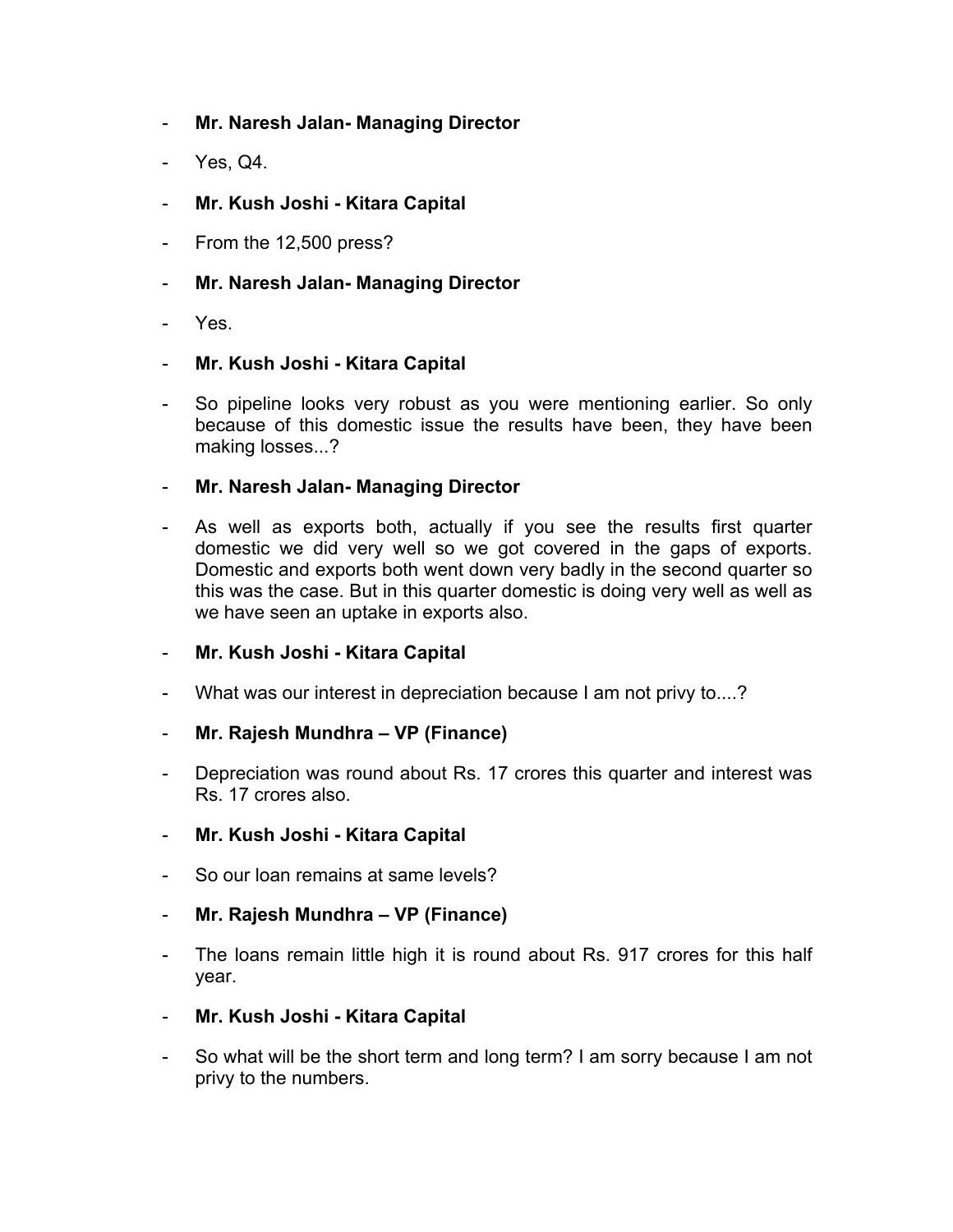- **Mr. Naresh Jalan- Managing Director**

- Yes, Q4.

- **Mr. Kush Joshi - Kitara Capital**

- From the 12,500 press?

- **Mr. Naresh Jalan- Managing Director**

- Yes.

- **Mr. Kush Joshi - Kitara Capital**

- So pipeline looks very robust as you were mentioning earlier. So only because of this domestic issue the results have been, they have been making losses...?

- **Mr. Naresh Jalan- Managing Director**

- As well as exports both, actually if you see the results first quarter domestic we did very well so we got covered in the gaps of exports. Domestic and exports both went down very badly in the second quarter so this was the case. But in this quarter domestic is doing very well as well as we have seen an uptake in exports also.

- **Mr. Kush Joshi - Kitara Capital**

- What was our interest in depreciation because I am not privy to....?

- **Mr. Rajesh Mundhra – VP (Finance)**

- Depreciation was round about Rs. 17 crores this quarter and interest was Rs. 17 crores also.

- **Mr. Kush Joshi - Kitara Capital**

- So our loan remains at same levels?

- **Mr. Rajesh Mundhra – VP (Finance)**

- The loans remain little high it is round about Rs. 917 crores for this half year.

- **Mr. Kush Joshi - Kitara Capital**

- So what will be the short term and long term? I am sorry because I am not privy to the numbers.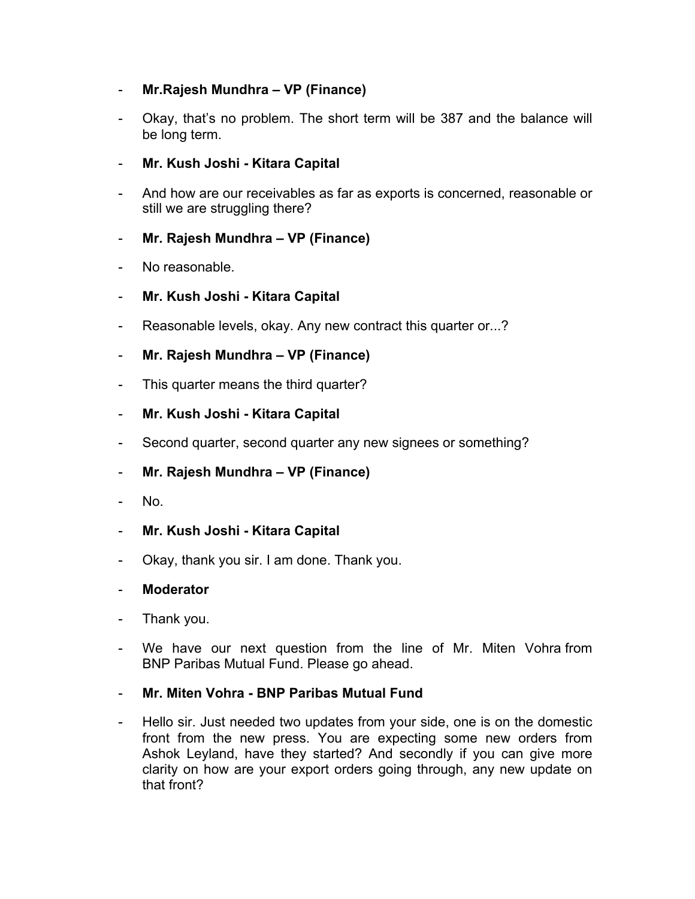- **Mr.Rajesh Mundhra – VP (Finance)**

- Okay, that's no problem. The short term will be 387 and the balance will be long term.

- **Mr. Kush Joshi - Kitara Capital**

- And how are our receivables as far as exports is concerned, reasonable or still we are struggling there?

- **Mr. Rajesh Mundhra – VP (Finance)**

- No reasonable.

- **Mr. Kush Joshi - Kitara Capital**

- Reasonable levels, okay. Any new contract this quarter or...?

- **Mr. Rajesh Mundhra – VP (Finance)**

- This quarter means the third quarter?

- **Mr. Kush Joshi - Kitara Capital**

- Second quarter, second quarter any new signees or something?

- **Mr. Rajesh Mundhra – VP (Finance)**

- No.

- **Mr. Kush Joshi - Kitara Capital**

- Okay, thank you sir. I am done. Thank you.

- **Moderator**

- Thank you.

- We have our next question from the line of Mr. Miten Vohra from BNP Paribas Mutual Fund. Please go ahead.

- **Mr. Miten Vohra - BNP Paribas Mutual Fund**

- Hello sir. Just needed two updates from your side, one is on the domestic front from the new press. You are expecting some new orders from Ashok Leyland, have they started? And secondly if you can give more clarity on how are your export orders going through, any new update on that front?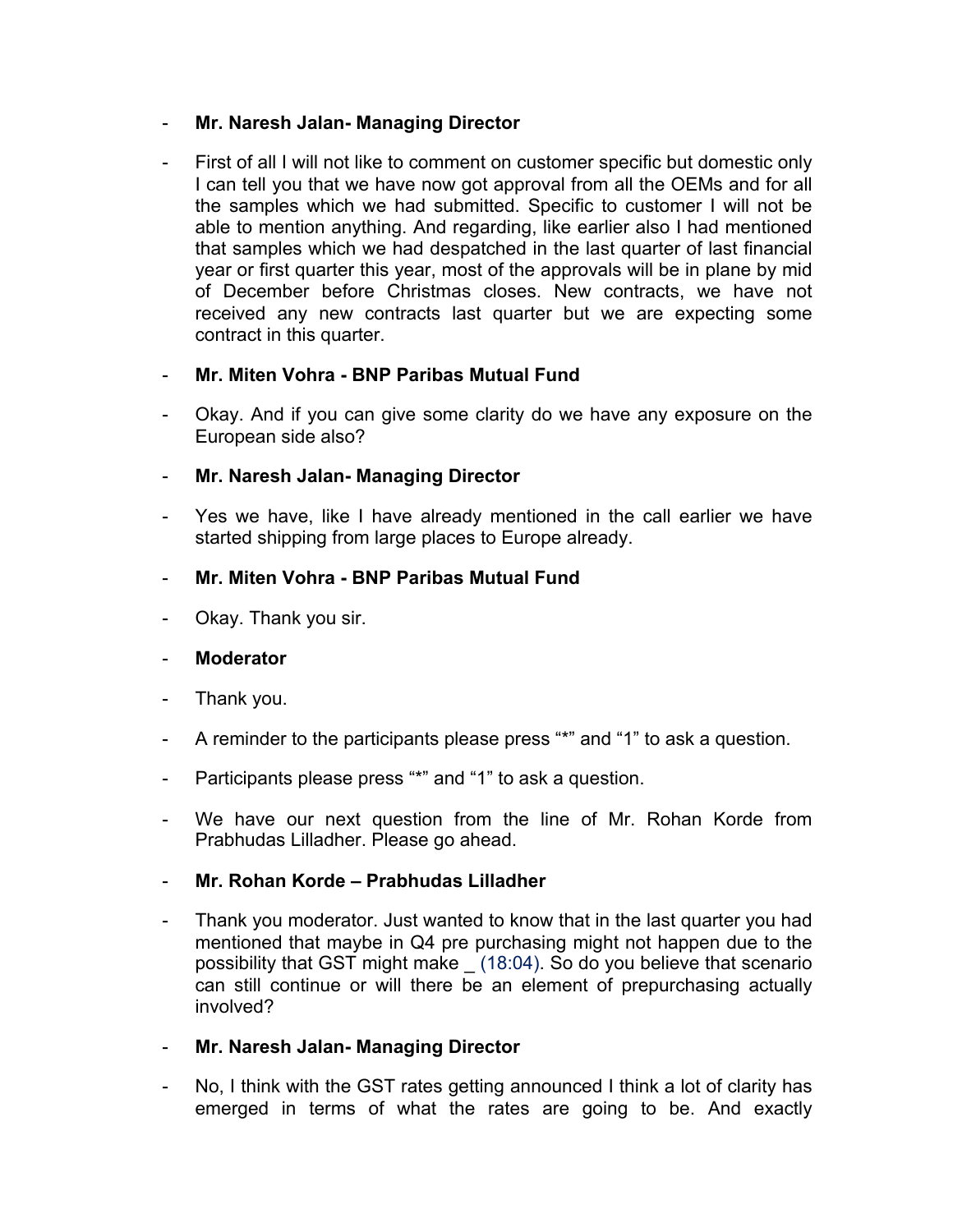- **Mr. Naresh Jalan- Managing Director**

- First of all I will not like to comment on customer specific but domestic only I can tell you that we have now got approval from all the OEMs and for all the samples which we had submitted. Specific to customer I will not be able to mention anything. And regarding, like earlier also I had mentioned that samples which we had despatched in the last quarter of last financial year or first quarter this year, most of the approvals will be in plane by mid of December before Christmas closes. New contracts, we have not received any new contracts last quarter but we are expecting some contract in this quarter.

- **Mr. Miten Vohra - BNP Paribas Mutual Fund**

- Okay. And if you can give some clarity do we have any exposure on the European side also?

- **Mr. Naresh Jalan- Managing Director**

- Yes we have, like I have already mentioned in the call earlier we have started shipping from large places to Europe already.

- **Mr. Miten Vohra - BNP Paribas Mutual Fund**

- Okay. Thank you sir.

- **Moderator**

- Thank you.

- A reminder to the participants please press "*" and "1" to ask a question.

- Participants please press "*" and "1" to ask a question.

- We have our next question from the line of Mr. Rohan Korde from Prabhudas Lilladher. Please go ahead.

- **Mr. Rohan Korde – Prabhudas Lilladher**

- Thank you moderator. Just wanted to know that in the last quarter you had mentioned that maybe in Q4 pre purchasing might not happen due to the possibility that GST might make _ (18:04). So do you believe that scenario can still continue or will there be an element of prepurchasing actually involved?

- **Mr. Naresh Jalan- Managing Director**

- No, I think with the GST rates getting announced I think a lot of clarity has emerged in terms of what the rates are going to be. And exactly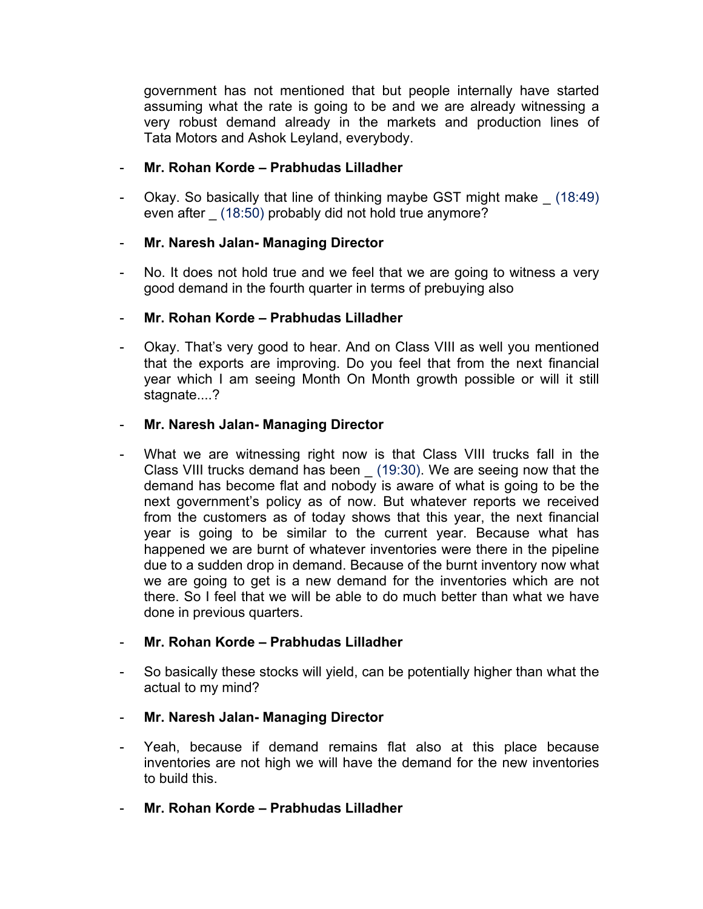government has not mentioned that but people internally have started assuming what the rate is going to be and we are already witnessing a very robust demand already in the markets and production lines of Tata Motors and Ashok Leyland, everybody.

- **Mr. Rohan Korde – Prabhudas Lilladher**

- Okay. So basically that line of thinking maybe GST might make _ (18:49) even after _ (18:50) probably did not hold true anymore?

- **Mr. Naresh Jalan- Managing Director**

- No. It does not hold true and we feel that we are going to witness a very good demand in the fourth quarter in terms of prebuying also

- **Mr. Rohan Korde – Prabhudas Lilladher**

- Okay. That's very good to hear. And on Class VIII as well you mentioned that the exports are improving. Do you feel that from the next financial year which I am seeing Month On Month growth possible or will it still stagnate....?

- **Mr. Naresh Jalan- Managing Director**

- What we are witnessing right now is that Class VIII trucks fall in the Class VIII trucks demand has been _ (19:30). We are seeing now that the demand has become flat and nobody is aware of what is going to be the next government's policy as of now. But whatever reports we received from the customers as of today shows that this year, the next financial year is going to be similar to the current year. Because what has happened we are burnt of whatever inventories were there in the pipeline due to a sudden drop in demand. Because of the burnt inventory now what we are going to get is a new demand for the inventories which are not there. So I feel that we will be able to do much better than what we have done in previous quarters.

- **Mr. Rohan Korde – Prabhudas Lilladher**

- So basically these stocks will yield, can be potentially higher than what the actual to my mind?

- **Mr. Naresh Jalan- Managing Director**

- Yeah, because if demand remains flat also at this place because inventories are not high we will have the demand for the new inventories to build this.

- **Mr. Rohan Korde – Prabhudas Lilladher**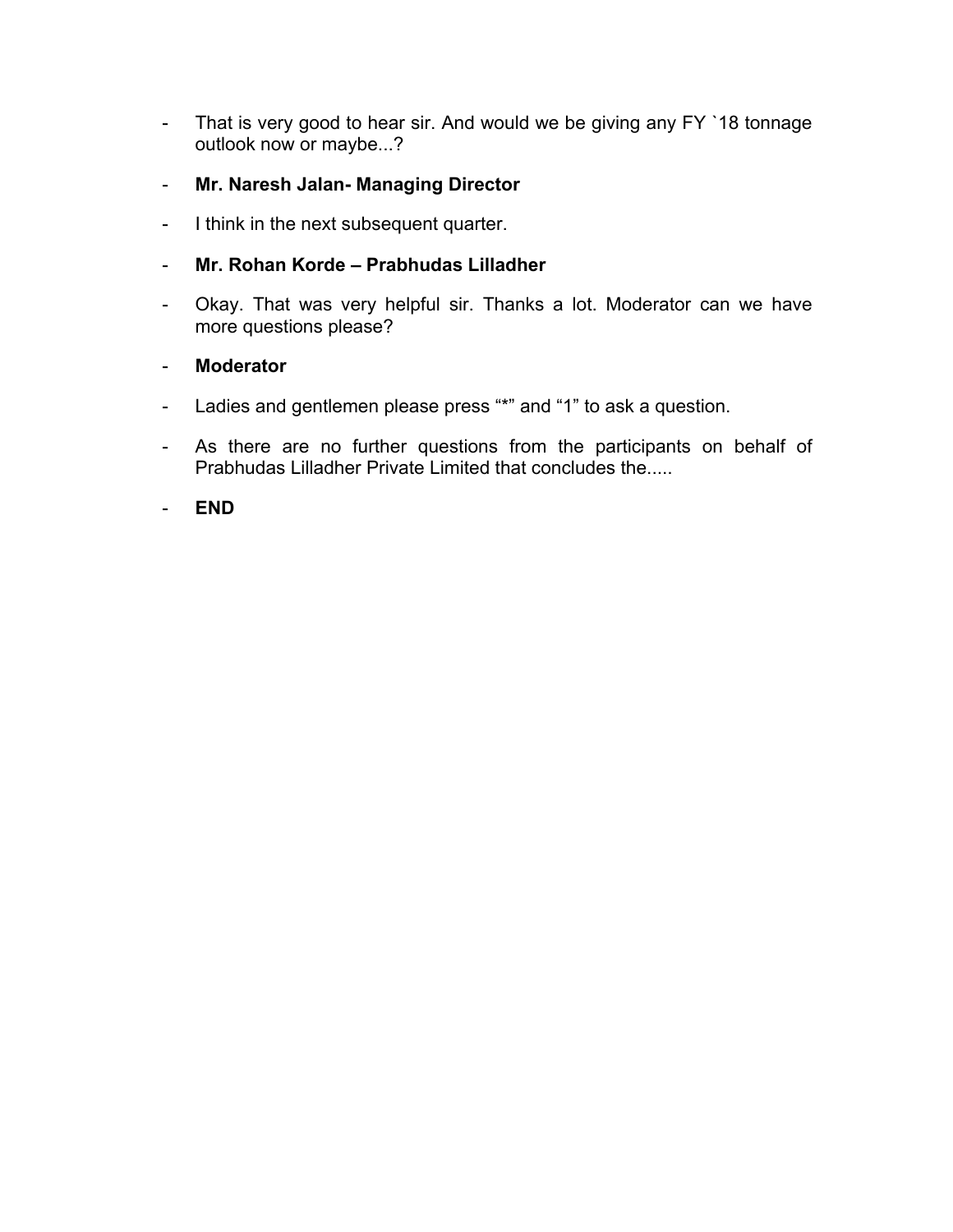- That is very good to hear sir. And would we be giving any FY `18 tonnage outlook now or maybe...?

- **Mr. Naresh Jalan- Managing Director**

- I think in the next subsequent quarter.

- **Mr. Rohan Korde – Prabhudas Lilladher**

- Okay. That was very helpful sir. Thanks a lot. Moderator can we have more questions please?

- **Moderator**

- Ladies and gentlemen please press "*" and "1" to ask a question.

- As there are no further questions from the participants on behalf of Prabhudas Lilladher Private Limited that concludes the.....

- **END**